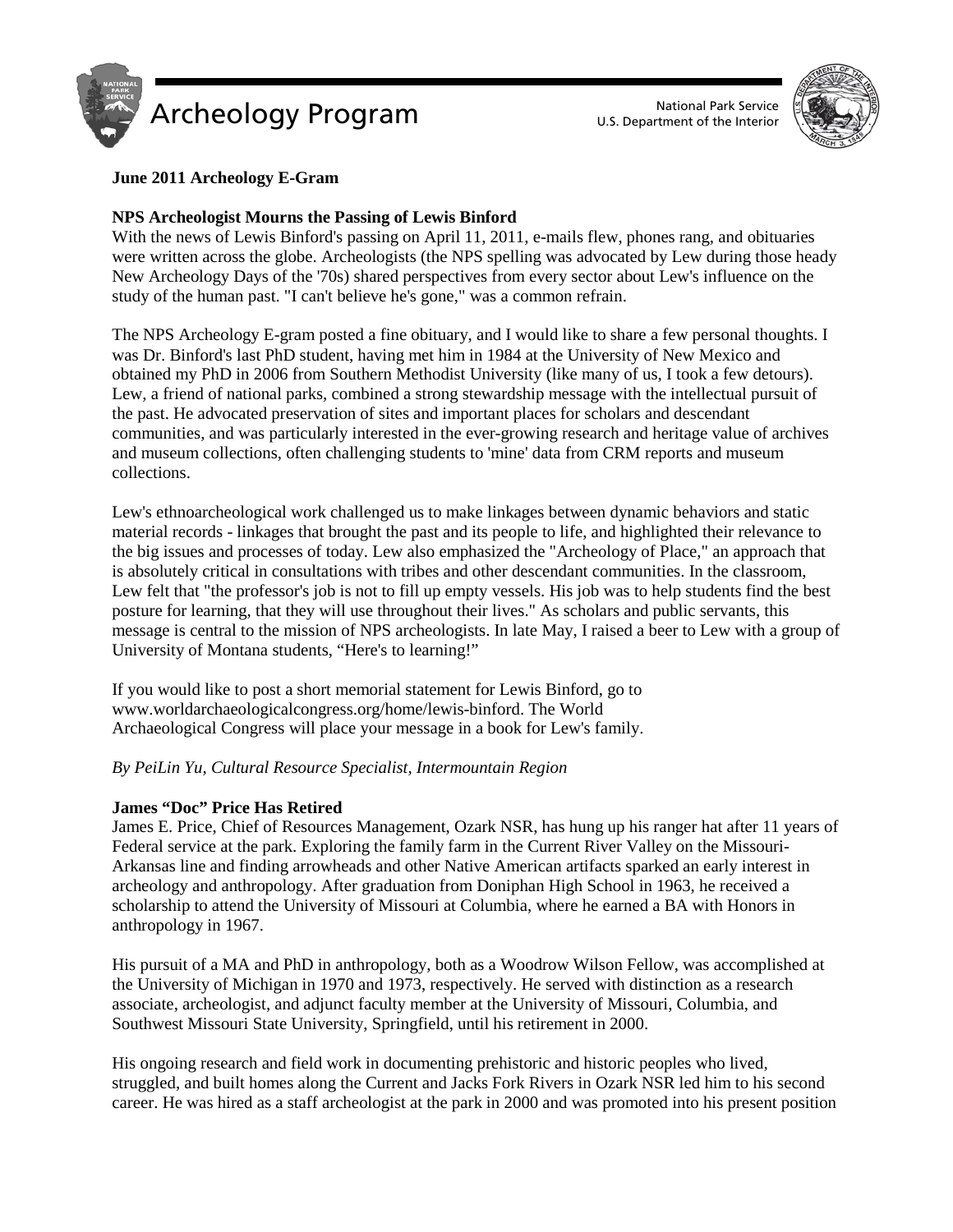# Archeology Program

National Park Service
U.S. Department of the Interior

**June 2011 Archeology E-Gram**

## NPS Archeologist Mourns the Passing of Lewis Binford

With the news of Lewis Binford's passing on April 11, 2011, e-mails flew, phones rang, and obituaries were written across the globe. Archeologists (the NPS spelling was advocated by Lew during those heady New Archeology Days of the '70s) shared perspectives from every sector about Lew's influence on the study of the human past. "I can't believe he's gone," was a common refrain.

The NPS Archeology E-gram posted a fine obituary, and I would like to share a few personal thoughts. I was Dr. Binford's last PhD student, having met him in 1984 at the University of New Mexico and obtained my PhD in 2006 from Southern Methodist University (like many of us, I took a few detours). Lew, a friend of national parks, combined a strong stewardship message with the intellectual pursuit of the past. He advocated preservation of sites and important places for scholars and descendant communities, and was particularly interested in the ever-growing research and heritage value of archives and museum collections, often challenging students to 'mine' data from CRM reports and museum collections.

Lew's ethnoarcheological work challenged us to make linkages between dynamic behaviors and static material records - linkages that brought the past and its people to life, and highlighted their relevance to the big issues and processes of today. Lew also emphasized the "Archeology of Place," an approach that is absolutely critical in consultations with tribes and other descendant communities. In the classroom, Lew felt that "the professor's job is not to fill up empty vessels. His job was to help students find the best posture for learning, that they will use throughout their lives." As scholars and public servants, this message is central to the mission of NPS archeologists. In late May, I raised a beer to Lew with a group of University of Montana students, "Here's to learning!"

If you would like to post a short memorial statement for Lewis Binford, go to www.worldarchaeologicalcongress.org/home/lewis-binford. The World Archaeological Congress will place your message in a book for Lew's family.

*By PeiLin Yu, Cultural Resource Specialist, Intermountain Region*

## James "Doc" Price Has Retired

James E. Price, Chief of Resources Management, Ozark NSR, has hung up his ranger hat after 11 years of Federal service at the park. Exploring the family farm in the Current River Valley on the Missouri-Arkansas line and finding arrowheads and other Native American artifacts sparked an early interest in archeology and anthropology. After graduation from Doniphan High School in 1963, he received a scholarship to attend the University of Missouri at Columbia, where he earned a BA with Honors in anthropology in 1967.

His pursuit of a MA and PhD in anthropology, both as a Woodrow Wilson Fellow, was accomplished at the University of Michigan in 1970 and 1973, respectively. He served with distinction as a research associate, archeologist, and adjunct faculty member at the University of Missouri, Columbia, and Southwest Missouri State University, Springfield, until his retirement in 2000.

His ongoing research and field work in documenting prehistoric and historic peoples who lived, struggled, and built homes along the Current and Jacks Fork Rivers in Ozark NSR led him to his second career. He was hired as a staff archeologist at the park in 2000 and was promoted into his present position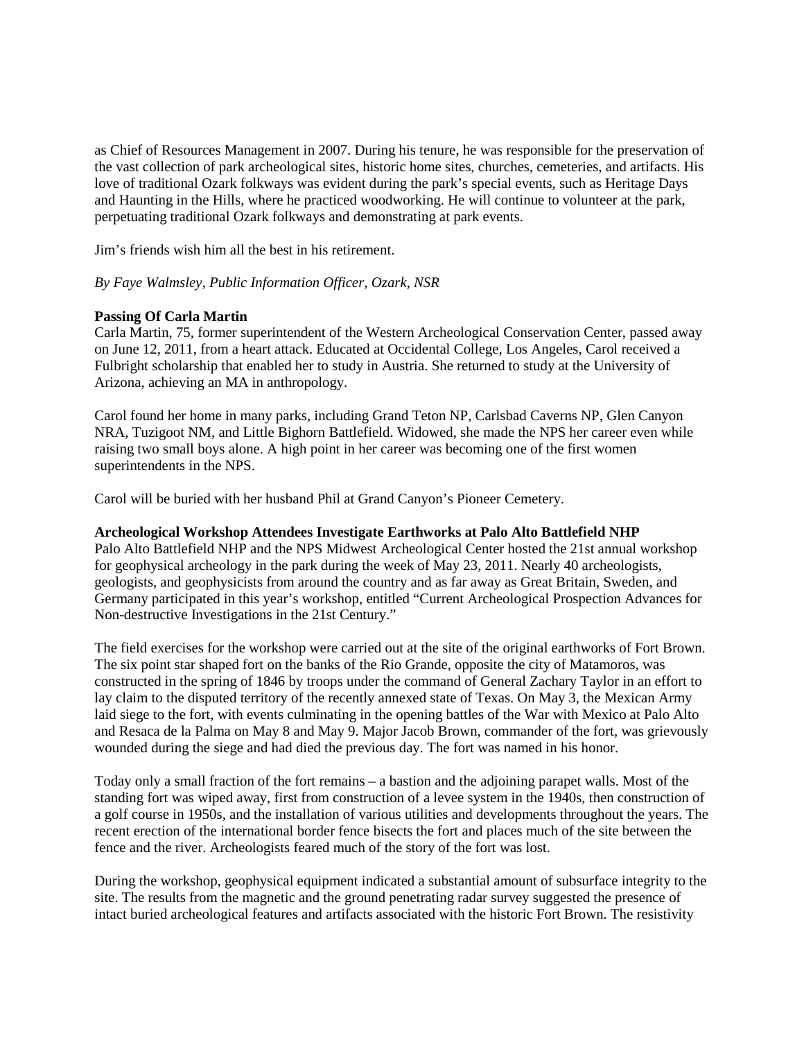as Chief of Resources Management in 2007. During his tenure, he was responsible for the preservation of the vast collection of park archeological sites, historic home sites, churches, cemeteries, and artifacts. His love of traditional Ozark folkways was evident during the park's special events, such as Heritage Days and Haunting in the Hills, where he practiced woodworking. He will continue to volunteer at the park, perpetuating traditional Ozark folkways and demonstrating at park events.

Jim's friends wish him all the best in his retirement.

*By Faye Walmsley, Public Information Officer, Ozark, NSR*

**Passing Of Carla Martin**

Carla Martin, 75, former superintendent of the Western Archeological Conservation Center, passed away on June 12, 2011, from a heart attack. Educated at Occidental College, Los Angeles, Carol received a Fulbright scholarship that enabled her to study in Austria. She returned to study at the University of Arizona, achieving an MA in anthropology.

Carol found her home in many parks, including Grand Teton NP, Carlsbad Caverns NP, Glen Canyon NRA, Tuzigoot NM, and Little Bighorn Battlefield. Widowed, she made the NPS her career even while raising two small boys alone. A high point in her career was becoming one of the first women superintendents in the NPS.

Carol will be buried with her husband Phil at Grand Canyon's Pioneer Cemetery.

**Archeological Workshop Attendees Investigate Earthworks at Palo Alto Battlefield NHP**

Palo Alto Battlefield NHP and the NPS Midwest Archeological Center hosted the 21st annual workshop for geophysical archeology in the park during the week of May 23, 2011. Nearly 40 archeologists, geologists, and geophysicists from around the country and as far away as Great Britain, Sweden, and Germany participated in this year's workshop, entitled "Current Archeological Prospection Advances for Non-destructive Investigations in the 21st Century."

The field exercises for the workshop were carried out at the site of the original earthworks of Fort Brown. The six point star shaped fort on the banks of the Rio Grande, opposite the city of Matamoros, was constructed in the spring of 1846 by troops under the command of General Zachary Taylor in an effort to lay claim to the disputed territory of the recently annexed state of Texas. On May 3, the Mexican Army laid siege to the fort, with events culminating in the opening battles of the War with Mexico at Palo Alto and Resaca de la Palma on May 8 and May 9. Major Jacob Brown, commander of the fort, was grievously wounded during the siege and had died the previous day. The fort was named in his honor.

Today only a small fraction of the fort remains – a bastion and the adjoining parapet walls. Most of the standing fort was wiped away, first from construction of a levee system in the 1940s, then construction of a golf course in 1950s, and the installation of various utilities and developments throughout the years. The recent erection of the international border fence bisects the fort and places much of the site between the fence and the river. Archeologists feared much of the story of the fort was lost.

During the workshop, geophysical equipment indicated a substantial amount of subsurface integrity to the site. The results from the magnetic and the ground penetrating radar survey suggested the presence of intact buried archeological features and artifacts associated with the historic Fort Brown. The resistivity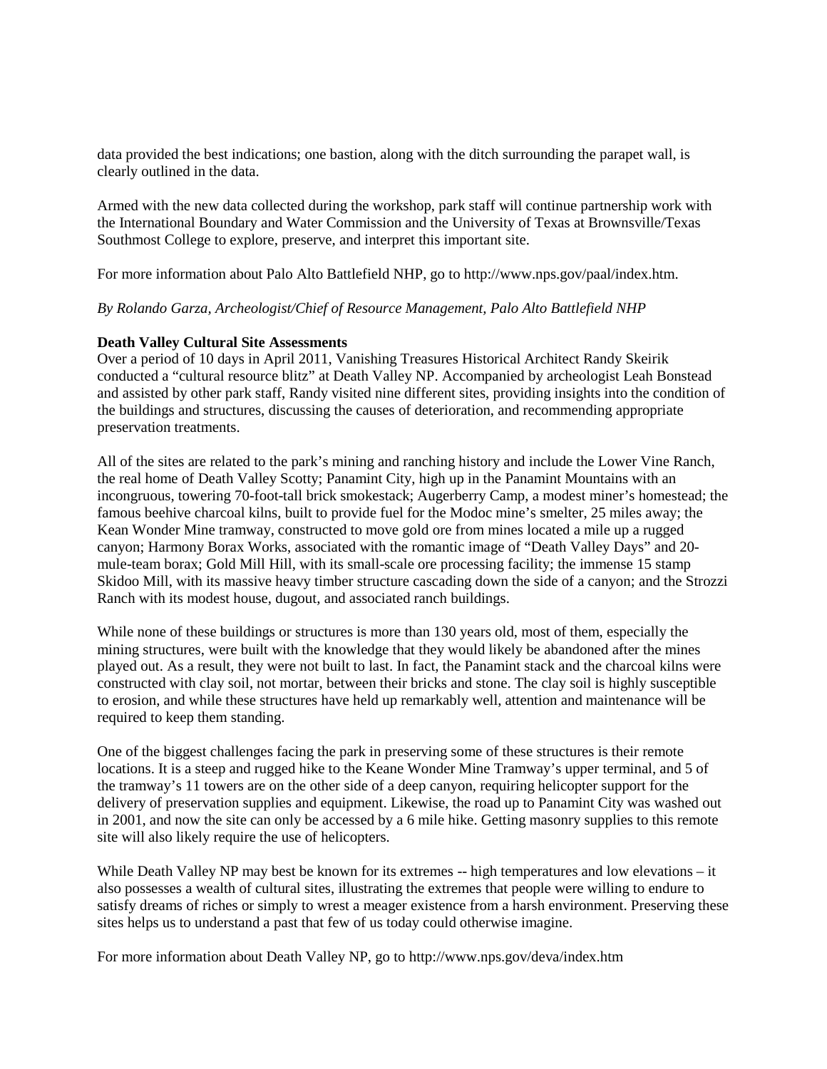data provided the best indications; one bastion, along with the ditch surrounding the parapet wall, is clearly outlined in the data.

Armed with the new data collected during the workshop, park staff will continue partnership work with the International Boundary and Water Commission and the University of Texas at Brownsville/Texas Southmost College to explore, preserve, and interpret this important site.

For more information about Palo Alto Battlefield NHP, go to http://www.nps.gov/paal/index.htm.

*By Rolando Garza, Archeologist/Chief of Resource Management, Palo Alto Battlefield NHP*

**Death Valley Cultural Site Assessments**

Over a period of 10 days in April 2011, Vanishing Treasures Historical Architect Randy Skeirik conducted a "cultural resource blitz" at Death Valley NP. Accompanied by archeologist Leah Bonstead and assisted by other park staff, Randy visited nine different sites, providing insights into the condition of the buildings and structures, discussing the causes of deterioration, and recommending appropriate preservation treatments.

All of the sites are related to the park's mining and ranching history and include the Lower Vine Ranch, the real home of Death Valley Scotty; Panamint City, high up in the Panamint Mountains with an incongruous, towering 70-foot-tall brick smokestack; Augerberry Camp, a modest miner's homestead; the famous beehive charcoal kilns, built to provide fuel for the Modoc mine's smelter, 25 miles away; the Kean Wonder Mine tramway, constructed to move gold ore from mines located a mile up a rugged canyon; Harmony Borax Works, associated with the romantic image of "Death Valley Days" and 20-mule-team borax; Gold Mill Hill, with its small-scale ore processing facility; the immense 15 stamp Skidoo Mill, with its massive heavy timber structure cascading down the side of a canyon; and the Strozzi Ranch with its modest house, dugout, and associated ranch buildings.

While none of these buildings or structures is more than 130 years old, most of them, especially the mining structures, were built with the knowledge that they would likely be abandoned after the mines played out. As a result, they were not built to last. In fact, the Panamint stack and the charcoal kilns were constructed with clay soil, not mortar, between their bricks and stone. The clay soil is highly susceptible to erosion, and while these structures have held up remarkably well, attention and maintenance will be required to keep them standing.

One of the biggest challenges facing the park in preserving some of these structures is their remote locations. It is a steep and rugged hike to the Keane Wonder Mine Tramway's upper terminal, and 5 of the tramway's 11 towers are on the other side of a deep canyon, requiring helicopter support for the delivery of preservation supplies and equipment. Likewise, the road up to Panamint City was washed out in 2001, and now the site can only be accessed by a 6 mile hike. Getting masonry supplies to this remote site will also likely require the use of helicopters.

While Death Valley NP may best be known for its extremes -- high temperatures and low elevations – it also possesses a wealth of cultural sites, illustrating the extremes that people were willing to endure to satisfy dreams of riches or simply to wrest a meager existence from a harsh environment. Preserving these sites helps us to understand a past that few of us today could otherwise imagine.

For more information about Death Valley NP, go to http://www.nps.gov/deva/index.htm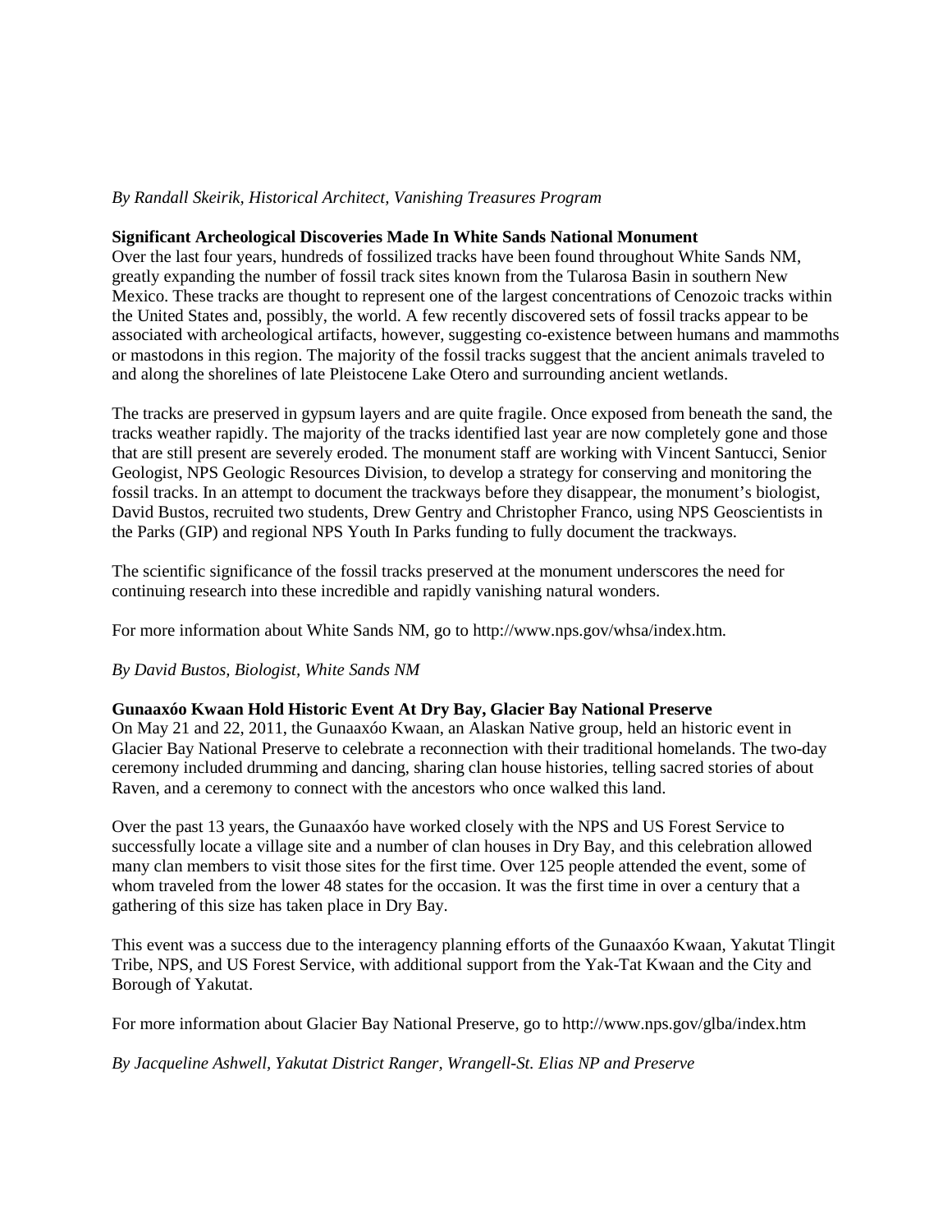*By Randall Skeirik, Historical Architect, Vanishing Treasures Program*

**Significant Archeological Discoveries Made In White Sands National Monument**

Over the last four years, hundreds of fossilized tracks have been found throughout White Sands NM, greatly expanding the number of fossil track sites known from the Tularosa Basin in southern New Mexico. These tracks are thought to represent one of the largest concentrations of Cenozoic tracks within the United States and, possibly, the world. A few recently discovered sets of fossil tracks appear to be associated with archeological artifacts, however, suggesting co-existence between humans and mammoths or mastodons in this region. The majority of the fossil tracks suggest that the ancient animals traveled to and along the shorelines of late Pleistocene Lake Otero and surrounding ancient wetlands.

The tracks are preserved in gypsum layers and are quite fragile. Once exposed from beneath the sand, the tracks weather rapidly. The majority of the tracks identified last year are now completely gone and those that are still present are severely eroded. The monument staff are working with Vincent Santucci, Senior Geologist, NPS Geologic Resources Division, to develop a strategy for conserving and monitoring the fossil tracks. In an attempt to document the trackways before they disappear, the monument's biologist, David Bustos, recruited two students, Drew Gentry and Christopher Franco, using NPS Geoscientists in the Parks (GIP) and regional NPS Youth In Parks funding to fully document the trackways.

The scientific significance of the fossil tracks preserved at the monument underscores the need for continuing research into these incredible and rapidly vanishing natural wonders.

For more information about White Sands NM, go to http://www.nps.gov/whsa/index.htm.

*By David Bustos, Biologist, White Sands NM*

**Gunaaxóo Kwaan Hold Historic Event At Dry Bay, Glacier Bay National Preserve**

On May 21 and 22, 2011, the Gunaaxóo Kwaan, an Alaskan Native group, held an historic event in Glacier Bay National Preserve to celebrate a reconnection with their traditional homelands. The two-day ceremony included drumming and dancing, sharing clan house histories, telling sacred stories of about Raven, and a ceremony to connect with the ancestors who once walked this land.

Over the past 13 years, the Gunaaxóo have worked closely with the NPS and US Forest Service to successfully locate a village site and a number of clan houses in Dry Bay, and this celebration allowed many clan members to visit those sites for the first time. Over 125 people attended the event, some of whom traveled from the lower 48 states for the occasion. It was the first time in over a century that a gathering of this size has taken place in Dry Bay.

This event was a success due to the interagency planning efforts of the Gunaaxóo Kwaan, Yakutat Tlingit Tribe, NPS, and US Forest Service, with additional support from the Yak-Tat Kwaan and the City and Borough of Yakutat.

For more information about Glacier Bay National Preserve, go to http://www.nps.gov/glba/index.htm

*By Jacqueline Ashwell, Yakutat District Ranger, Wrangell-St. Elias NP and Preserve*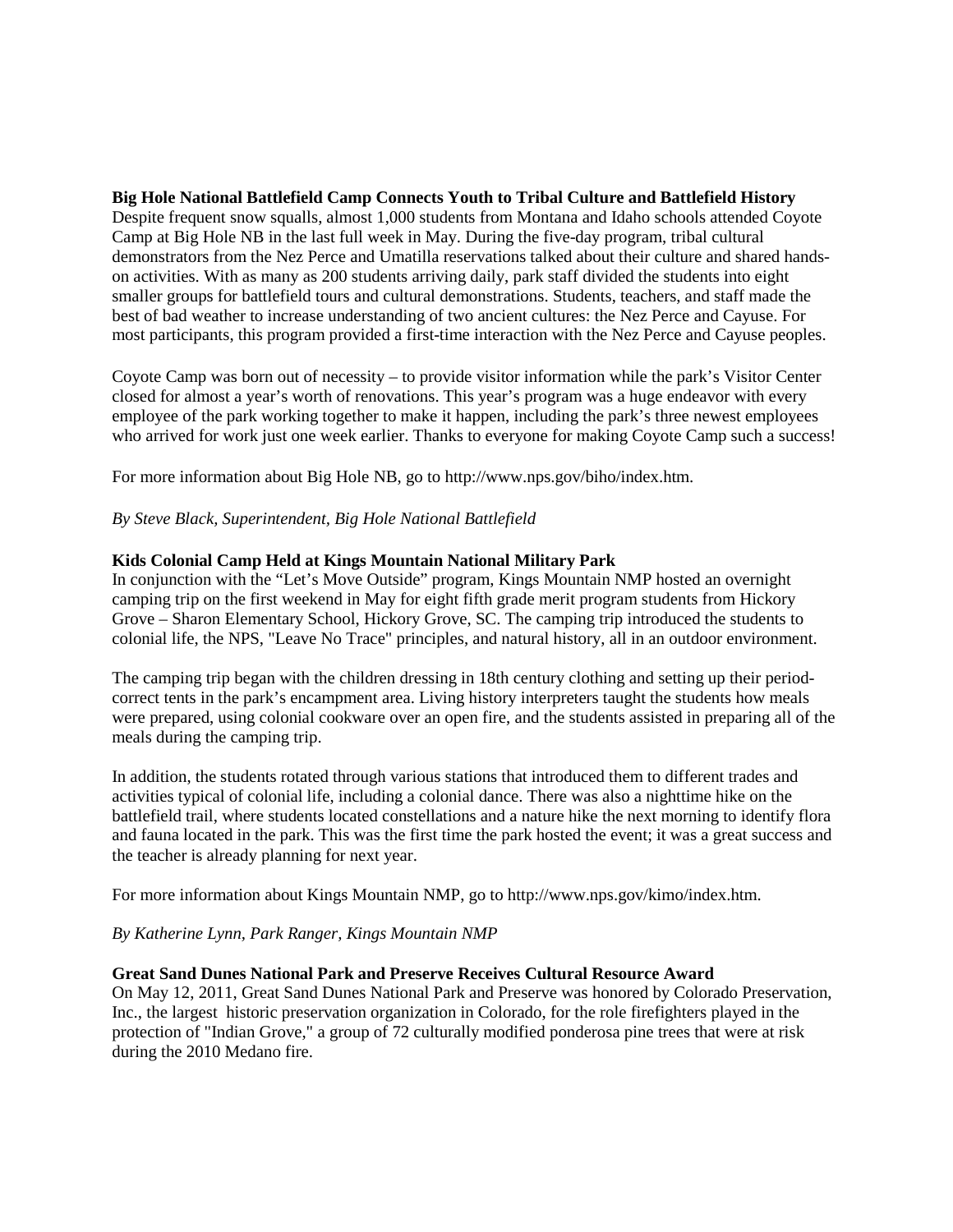**Big Hole National Battlefield Camp Connects Youth to Tribal Culture and Battlefield History**

Despite frequent snow squalls, almost 1,000 students from Montana and Idaho schools attended Coyote Camp at Big Hole NB in the last full week in May. During the five-day program, tribal cultural demonstrators from the Nez Perce and Umatilla reservations talked about their culture and shared hands-on activities. With as many as 200 students arriving daily, park staff divided the students into eight smaller groups for battlefield tours and cultural demonstrations. Students, teachers, and staff made the best of bad weather to increase understanding of two ancient cultures: the Nez Perce and Cayuse. For most participants, this program provided a first-time interaction with the Nez Perce and Cayuse peoples.

Coyote Camp was born out of necessity – to provide visitor information while the park's Visitor Center closed for almost a year's worth of renovations. This year's program was a huge endeavor with every employee of the park working together to make it happen, including the park's three newest employees who arrived for work just one week earlier. Thanks to everyone for making Coyote Camp such a success!

For more information about Big Hole NB, go to http://www.nps.gov/biho/index.htm.

*By Steve Black, Superintendent, Big Hole National Battlefield*

**Kids Colonial Camp Held at Kings Mountain National Military Park**

In conjunction with the "Let's Move Outside" program, Kings Mountain NMP hosted an overnight camping trip on the first weekend in May for eight fifth grade merit program students from Hickory Grove – Sharon Elementary School, Hickory Grove, SC. The camping trip introduced the students to colonial life, the NPS, "Leave No Trace" principles, and natural history, all in an outdoor environment.

The camping trip began with the children dressing in 18th century clothing and setting up their period-correct tents in the park's encampment area. Living history interpreters taught the students how meals were prepared, using colonial cookware over an open fire, and the students assisted in preparing all of the meals during the camping trip.

In addition, the students rotated through various stations that introduced them to different trades and activities typical of colonial life, including a colonial dance. There was also a nighttime hike on the battlefield trail, where students located constellations and a nature hike the next morning to identify flora and fauna located in the park. This was the first time the park hosted the event; it was a great success and the teacher is already planning for next year.

For more information about Kings Mountain NMP, go to http://www.nps.gov/kimo/index.htm.

*By Katherine Lynn, Park Ranger, Kings Mountain NMP*

**Great Sand Dunes National Park and Preserve Receives Cultural Resource Award**

On May 12, 2011, Great Sand Dunes National Park and Preserve was honored by Colorado Preservation, Inc., the largest historic preservation organization in Colorado, for the role firefighters played in the protection of "Indian Grove," a group of 72 culturally modified ponderosa pine trees that were at risk during the 2010 Medano fire.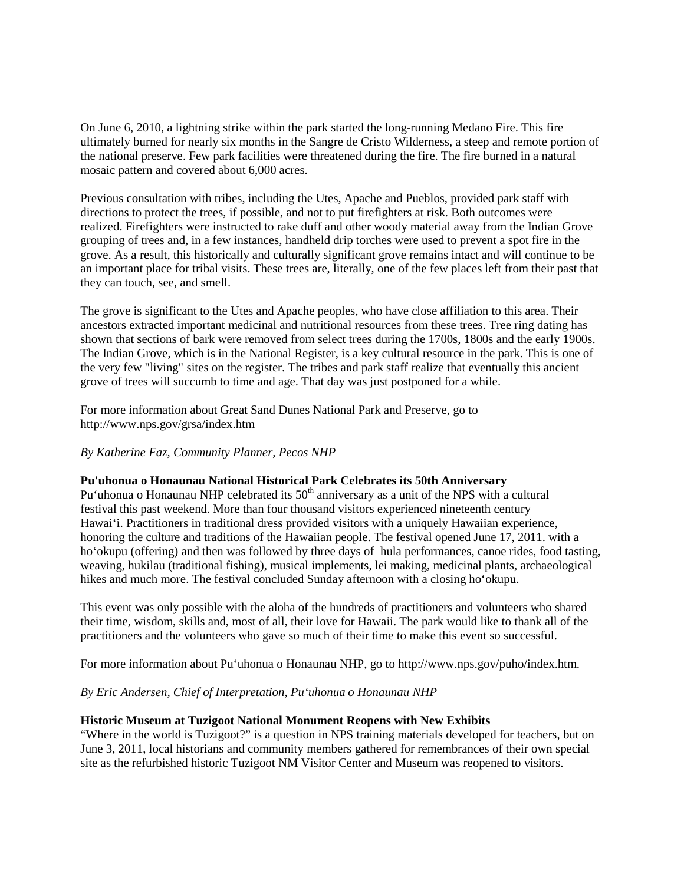On June 6, 2010, a lightning strike within the park started the long-running Medano Fire. This fire ultimately burned for nearly six months in the Sangre de Cristo Wilderness, a steep and remote portion of the national preserve. Few park facilities were threatened during the fire. The fire burned in a natural mosaic pattern and covered about 6,000 acres.

Previous consultation with tribes, including the Utes, Apache and Pueblos, provided park staff with directions to protect the trees, if possible, and not to put firefighters at risk. Both outcomes were realized. Firefighters were instructed to rake duff and other woody material away from the Indian Grove grouping of trees and, in a few instances, handheld drip torches were used to prevent a spot fire in the grove. As a result, this historically and culturally significant grove remains intact and will continue to be an important place for tribal visits. These trees are, literally, one of the few places left from their past that they can touch, see, and smell.

The grove is significant to the Utes and Apache peoples, who have close affiliation to this area. Their ancestors extracted important medicinal and nutritional resources from these trees. Tree ring dating has shown that sections of bark were removed from select trees during the 1700s, 1800s and the early 1900s. The Indian Grove, which is in the National Register, is a key cultural resource in the park. This is one of the very few "living" sites on the register. The tribes and park staff realize that eventually this ancient grove of trees will succumb to time and age. That day was just postponed for a while.

For more information about Great Sand Dunes National Park and Preserve, go to http://www.nps.gov/grsa/index.htm

*By Katherine Faz, Community Planner, Pecos NHP*

**Pu'uhonua o Honaunau National Historical Park Celebrates its 50th Anniversary**

Pu'uhonua o Honaunau NHP celebrated its 50th anniversary as a unit of the NPS with a cultural festival this past weekend. More than four thousand visitors experienced nineteenth century Hawai'i. Practitioners in traditional dress provided visitors with a uniquely Hawaiian experience, honoring the culture and traditions of the Hawaiian people. The festival opened June 17, 2011. with a ho'okupu (offering) and then was followed by three days of hula performances, canoe rides, food tasting, weaving, hukilau (traditional fishing), musical implements, lei making, medicinal plants, archaeological hikes and much more. The festival concluded Sunday afternoon with a closing ho'okupu.

This event was only possible with the aloha of the hundreds of practitioners and volunteers who shared their time, wisdom, skills and, most of all, their love for Hawaii. The park would like to thank all of the practitioners and the volunteers who gave so much of their time to make this event so successful.

For more information about Pu'uhonua o Honaunau NHP, go to http://www.nps.gov/puho/index.htm.

*By Eric Andersen, Chief of Interpretation, Pu'uhonua o Honaunau NHP*

**Historic Museum at Tuzigoot National Monument Reopens with New Exhibits**

"Where in the world is Tuzigoot?" is a question in NPS training materials developed for teachers, but on June 3, 2011, local historians and community members gathered for remembrances of their own special site as the refurbished historic Tuzigoot NM Visitor Center and Museum was reopened to visitors.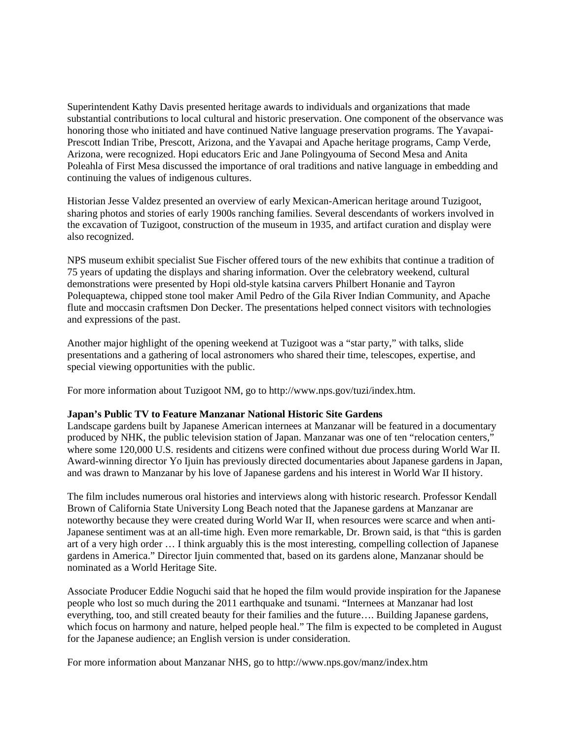Superintendent Kathy Davis presented heritage awards to individuals and organizations that made substantial contributions to local cultural and historic preservation. One component of the observance was honoring those who initiated and have continued Native language preservation programs. The Yavapai-Prescott Indian Tribe, Prescott, Arizona, and the Yavapai and Apache heritage programs, Camp Verde, Arizona, were recognized. Hopi educators Eric and Jane Polingyouma of Second Mesa and Anita Poleahla of First Mesa discussed the importance of oral traditions and native language in embedding and continuing the values of indigenous cultures.

Historian Jesse Valdez presented an overview of early Mexican-American heritage around Tuzigoot, sharing photos and stories of early 1900s ranching families. Several descendants of workers involved in the excavation of Tuzigoot, construction of the museum in 1935, and artifact curation and display were also recognized.

NPS museum exhibit specialist Sue Fischer offered tours of the new exhibits that continue a tradition of 75 years of updating the displays and sharing information. Over the celebratory weekend, cultural demonstrations were presented by Hopi old-style katsina carvers Philbert Honanie and Tayron Polequaptewa, chipped stone tool maker Amil Pedro of the Gila River Indian Community, and Apache flute and moccasin craftsmen Don Decker. The presentations helped connect visitors with technologies and expressions of the past.

Another major highlight of the opening weekend at Tuzigoot was a "star party," with talks, slide presentations and a gathering of local astronomers who shared their time, telescopes, expertise, and special viewing opportunities with the public.

For more information about Tuzigoot NM, go to http://www.nps.gov/tuzi/index.htm.

**Japan's Public TV to Feature Manzanar National Historic Site Gardens**

Landscape gardens built by Japanese American internees at Manzanar will be featured in a documentary produced by NHK, the public television station of Japan. Manzanar was one of ten "relocation centers," where some 120,000 U.S. residents and citizens were confined without due process during World War II. Award-winning director Yo Ijuin has previously directed documentaries about Japanese gardens in Japan, and was drawn to Manzanar by his love of Japanese gardens and his interest in World War II history.

The film includes numerous oral histories and interviews along with historic research. Professor Kendall Brown of California State University Long Beach noted that the Japanese gardens at Manzanar are noteworthy because they were created during World War II, when resources were scarce and when anti-Japanese sentiment was at an all-time high. Even more remarkable, Dr. Brown said, is that "this is garden art of a very high order … I think arguably this is the most interesting, compelling collection of Japanese gardens in America." Director Ijuin commented that, based on its gardens alone, Manzanar should be nominated as a World Heritage Site.

Associate Producer Eddie Noguchi said that he hoped the film would provide inspiration for the Japanese people who lost so much during the 2011 earthquake and tsunami. "Internees at Manzanar had lost everything, too, and still created beauty for their families and the future…. Building Japanese gardens, which focus on harmony and nature, helped people heal." The film is expected to be completed in August for the Japanese audience; an English version is under consideration.

For more information about Manzanar NHS, go to http://www.nps.gov/manz/index.htm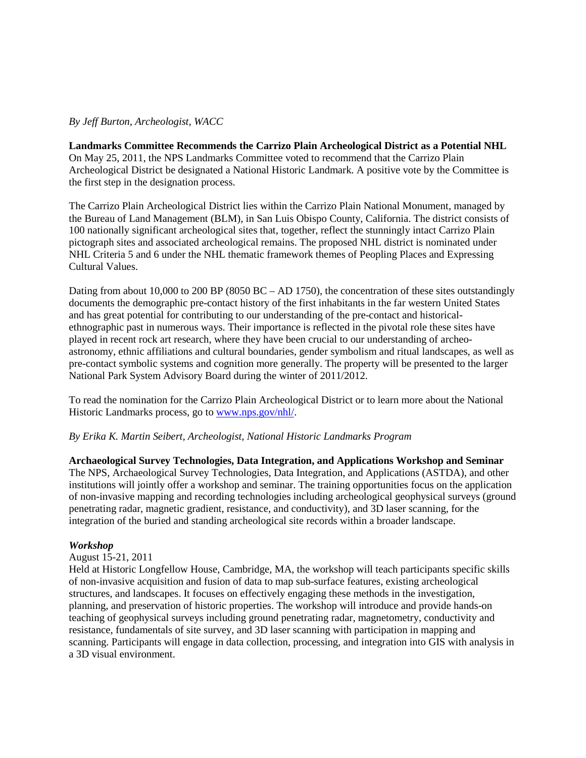*By Jeff Burton, Archeologist, WACC*

**Landmarks Committee Recommends the Carrizo Plain Archeological District as a Potential NHL**
On May 25, 2011, the NPS Landmarks Committee voted to recommend that the Carrizo Plain Archeological District be designated a National Historic Landmark. A positive vote by the Committee is the first step in the designation process.

The Carrizo Plain Archeological District lies within the Carrizo Plain National Monument, managed by the Bureau of Land Management (BLM), in San Luis Obispo County, California. The district consists of 100 nationally significant archeological sites that, together, reflect the stunningly intact Carrizo Plain pictograph sites and associated archeological remains. The proposed NHL district is nominated under NHL Criteria 5 and 6 under the NHL thematic framework themes of Peopling Places and Expressing Cultural Values.

Dating from about 10,000 to 200 BP (8050 BC – AD 1750), the concentration of these sites outstandingly documents the demographic pre-contact history of the first inhabitants in the far western United States and has great potential for contributing to our understanding of the pre-contact and historical-ethnographic past in numerous ways. Their importance is reflected in the pivotal role these sites have played in recent rock art research, where they have been crucial to our understanding of archeo-astronomy, ethnic affiliations and cultural boundaries, gender symbolism and ritual landscapes, as well as pre-contact symbolic systems and cognition more generally. The property will be presented to the larger National Park System Advisory Board during the winter of 2011/2012.

To read the nomination for the Carrizo Plain Archeological District or to learn more about the National Historic Landmarks process, go to [www.nps.gov/nhl/](www.nps.gov/nhl/).

*By Erika K. Martin Seibert, Archeologist, National Historic Landmarks Program*

**Archaeological Survey Technologies, Data Integration, and Applications Workshop and Seminar**
The NPS, Archaeological Survey Technologies, Data Integration, and Applications (ASTDA), and other institutions will jointly offer a workshop and seminar. The training opportunities focus on the application of non-invasive mapping and recording technologies including archeological geophysical surveys (ground penetrating radar, magnetic gradient, resistance, and conductivity), and 3D laser scanning, for the integration of the buried and standing archeological site records within a broader landscape.

***Workshop***
August 15-21, 2011
Held at Historic Longfellow House, Cambridge, MA, the workshop will teach participants specific skills of non-invasive acquisition and fusion of data to map sub-surface features, existing archeological structures, and landscapes. It focuses on effectively engaging these methods in the investigation, planning, and preservation of historic properties. The workshop will introduce and provide hands-on teaching of geophysical surveys including ground penetrating radar, magnetometry, conductivity and resistance, fundamentals of site survey, and 3D laser scanning with participation in mapping and scanning. Participants will engage in data collection, processing, and integration into GIS with analysis in a 3D visual environment.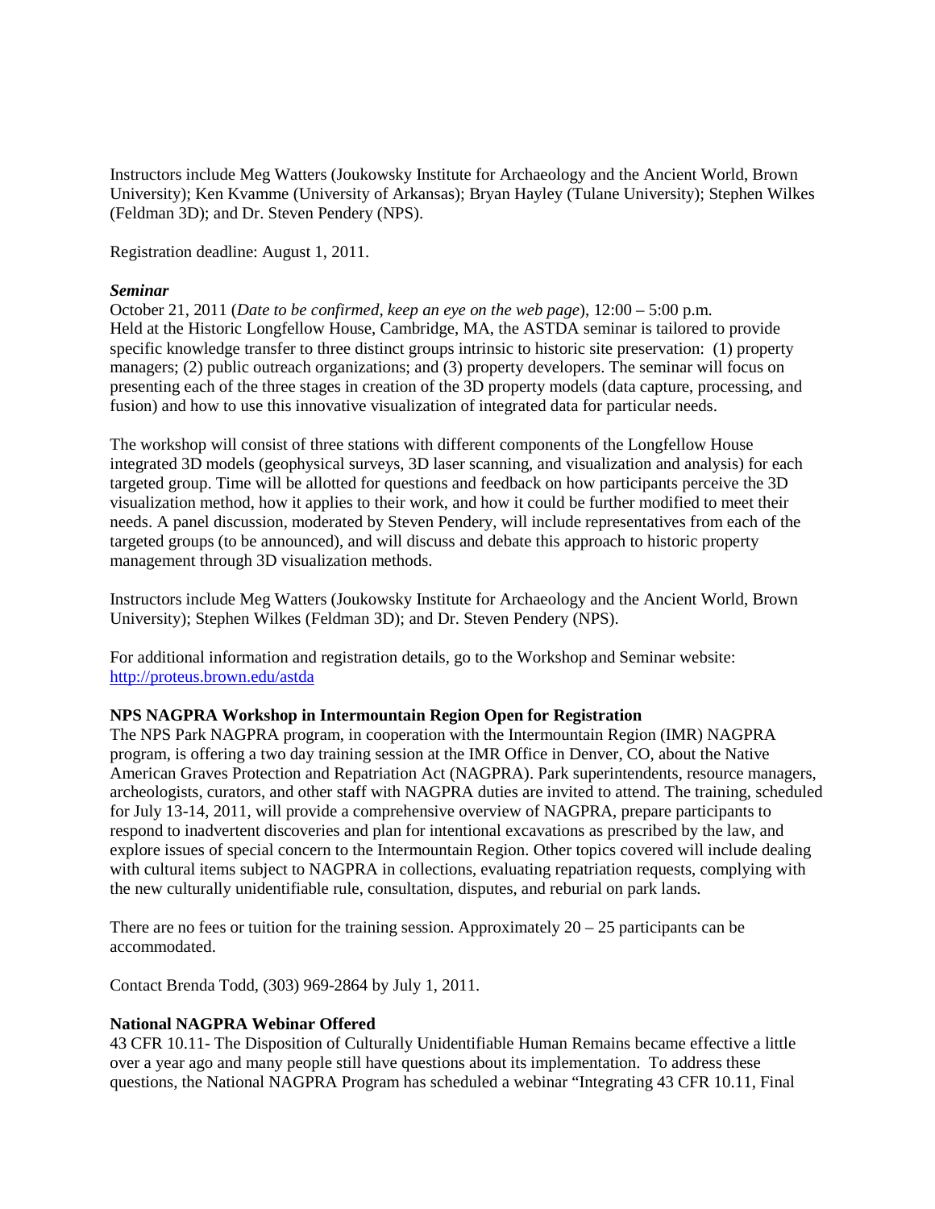Instructors include Meg Watters (Joukowsky Institute for Archaeology and the Ancient World, Brown University); Ken Kvamme (University of Arkansas); Bryan Hayley (Tulane University); Stephen Wilkes (Feldman 3D); and Dr. Steven Pendery (NPS).

Registration deadline: August 1, 2011.

***Seminar***

October 21, 2011 (*Date to be confirmed, keep an eye on the web page*), 12:00 – 5:00 p.m. Held at the Historic Longfellow House, Cambridge, MA, the ASTDA seminar is tailored to provide specific knowledge transfer to three distinct groups intrinsic to historic site preservation: (1) property managers; (2) public outreach organizations; and (3) property developers. The seminar will focus on presenting each of the three stages in creation of the 3D property models (data capture, processing, and fusion) and how to use this innovative visualization of integrated data for particular needs.

The workshop will consist of three stations with different components of the Longfellow House integrated 3D models (geophysical surveys, 3D laser scanning, and visualization and analysis) for each targeted group. Time will be allotted for questions and feedback on how participants perceive the 3D visualization method, how it applies to their work, and how it could be further modified to meet their needs. A panel discussion, moderated by Steven Pendery, will include representatives from each of the targeted groups (to be announced), and will discuss and debate this approach to historic property management through 3D visualization methods.

Instructors include Meg Watters (Joukowsky Institute for Archaeology and the Ancient World, Brown University); Stephen Wilkes (Feldman 3D); and Dr. Steven Pendery (NPS).

For additional information and registration details, go to the Workshop and Seminar website: [http://proteus.brown.edu/astda](http://proteus.brown.edu/astda)

**NPS NAGPRA Workshop in Intermountain Region Open for Registration**

The NPS Park NAGPRA program, in cooperation with the Intermountain Region (IMR) NAGPRA program, is offering a two day training session at the IMR Office in Denver, CO, about the Native American Graves Protection and Repatriation Act (NAGPRA). Park superintendents, resource managers, archeologists, curators, and other staff with NAGPRA duties are invited to attend. The training, scheduled for July 13-14, 2011, will provide a comprehensive overview of NAGPRA, prepare participants to respond to inadvertent discoveries and plan for intentional excavations as prescribed by the law, and explore issues of special concern to the Intermountain Region. Other topics covered will include dealing with cultural items subject to NAGPRA in collections, evaluating repatriation requests, complying with the new culturally unidentifiable rule, consultation, disputes, and reburial on park lands.

There are no fees or tuition for the training session. Approximately 20 – 25 participants can be accommodated.

Contact Brenda Todd, (303) 969-2864 by July 1, 2011.

**National NAGPRA Webinar Offered**

43 CFR 10.11- The Disposition of Culturally Unidentifiable Human Remains became effective a little over a year ago and many people still have questions about its implementation. To address these questions, the National NAGPRA Program has scheduled a webinar "Integrating 43 CFR 10.11, Final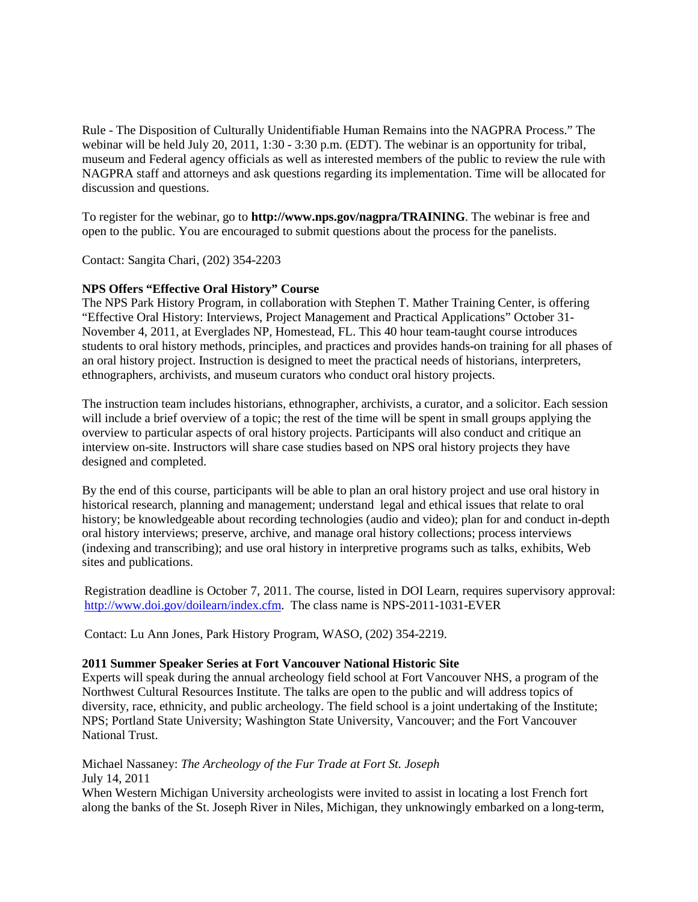Rule - The Disposition of Culturally Unidentifiable Human Remains into the NAGPRA Process." The webinar will be held July 20, 2011, 1:30 - 3:30 p.m. (EDT). The webinar is an opportunity for tribal, museum and Federal agency officials as well as interested members of the public to review the rule with NAGPRA staff and attorneys and ask questions regarding its implementation. Time will be allocated for discussion and questions.

To register for the webinar, go to **http://www.nps.gov/nagpra/TRAINING**. The webinar is free and open to the public. You are encouraged to submit questions about the process for the panelists.

Contact: Sangita Chari, (202) 354-2203

**NPS Offers "Effective Oral History" Course**

The NPS Park History Program, in collaboration with Stephen T. Mather Training Center, is offering "Effective Oral History: Interviews, Project Management and Practical Applications" October 31-November 4, 2011, at Everglades NP, Homestead, FL. This 40 hour team-taught course introduces students to oral history methods, principles, and practices and provides hands-on training for all phases of an oral history project. Instruction is designed to meet the practical needs of historians, interpreters, ethnographers, archivists, and museum curators who conduct oral history projects.

The instruction team includes historians, ethnographer, archivists, a curator, and a solicitor. Each session will include a brief overview of a topic; the rest of the time will be spent in small groups applying the overview to particular aspects of oral history projects. Participants will also conduct and critique an interview on-site. Instructors will share case studies based on NPS oral history projects they have designed and completed.

By the end of this course, participants will be able to plan an oral history project and use oral history in historical research, planning and management; understand legal and ethical issues that relate to oral history; be knowledgeable about recording technologies (audio and video); plan for and conduct in-depth oral history interviews; preserve, archive, and manage oral history collections; process interviews (indexing and transcribing); and use oral history in interpretive programs such as talks, exhibits, Web sites and publications.

Registration deadline is October 7, 2011. The course, listed in DOI Learn, requires supervisory approval: http://www.doi.gov/doilearn/index.cfm. The class name is NPS-2011-1031-EVER

Contact: Lu Ann Jones, Park History Program, WASO, (202) 354-2219.

**2011 Summer Speaker Series at Fort Vancouver National Historic Site**

Experts will speak during the annual archeology field school at Fort Vancouver NHS, a program of the Northwest Cultural Resources Institute. The talks are open to the public and will address topics of diversity, race, ethnicity, and public archeology. The field school is a joint undertaking of the Institute; NPS; Portland State University; Washington State University, Vancouver; and the Fort Vancouver National Trust.

Michael Nassaney: *The Archeology of the Fur Trade at Fort St. Joseph*
July 14, 2011
When Western Michigan University archeologists were invited to assist in locating a lost French fort along the banks of the St. Joseph River in Niles, Michigan, they unknowingly embarked on a long-term,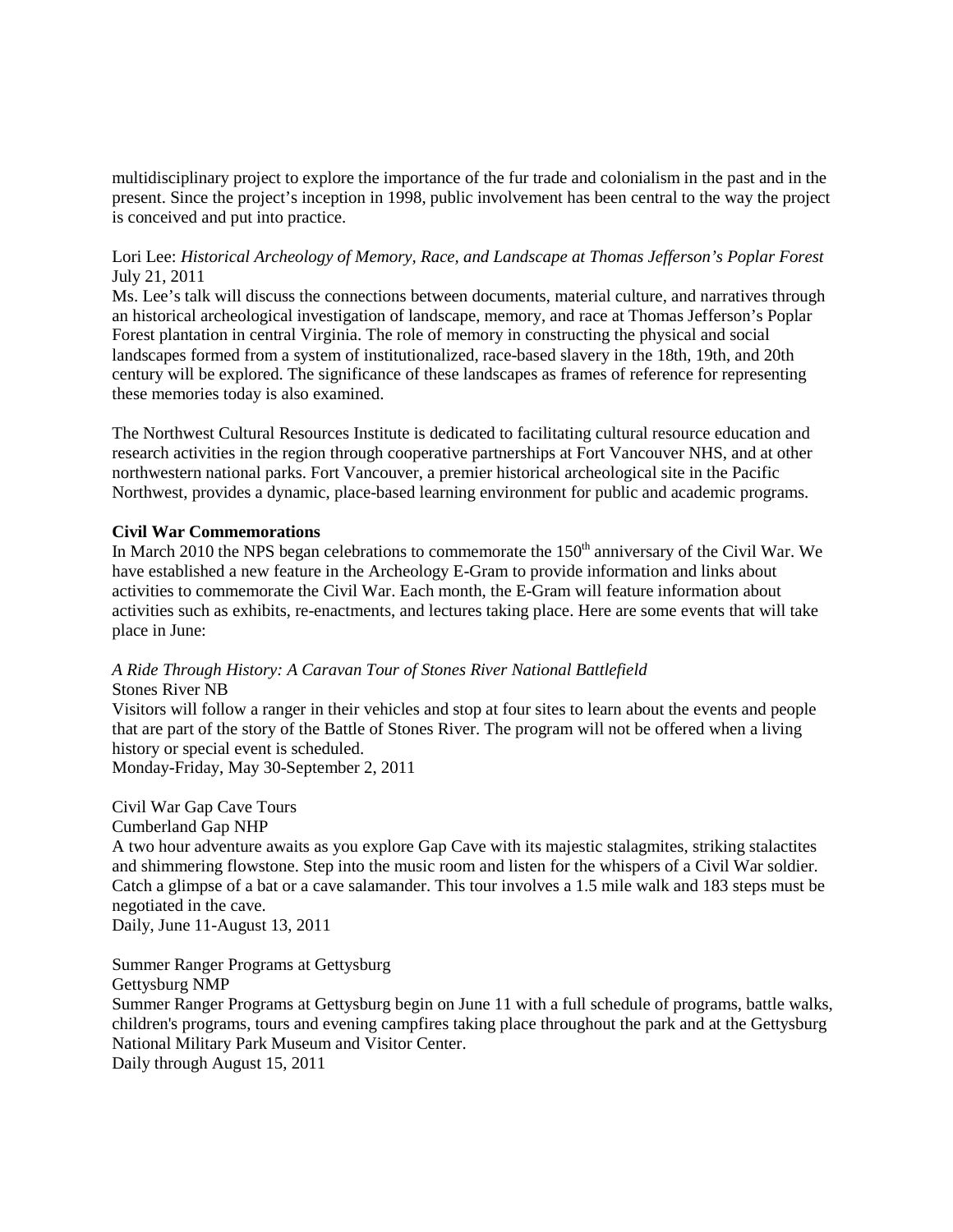multidisciplinary project to explore the importance of the fur trade and colonialism in the past and in the present. Since the project's inception in 1998, public involvement has been central to the way the project is conceived and put into practice.

Lori Lee: *Historical Archeology of Memory, Race, and Landscape at Thomas Jefferson's Poplar Forest*
July 21, 2011
Ms. Lee's talk will discuss the connections between documents, material culture, and narratives through an historical archeological investigation of landscape, memory, and race at Thomas Jefferson's Poplar Forest plantation in central Virginia. The role of memory in constructing the physical and social landscapes formed from a system of institutionalized, race-based slavery in the 18th, 19th, and 20th century will be explored. The significance of these landscapes as frames of reference for representing these memories today is also examined.

The Northwest Cultural Resources Institute is dedicated to facilitating cultural resource education and research activities in the region through cooperative partnerships at Fort Vancouver NHS, and at other northwestern national parks. Fort Vancouver, a premier historical archeological site in the Pacific Northwest, provides a dynamic, place-based learning environment for public and academic programs.

**Civil War Commemorations**
In March 2010 the NPS began celebrations to commemorate the 150th anniversary of the Civil War. We have established a new feature in the Archeology E-Gram to provide information and links about activities to commemorate the Civil War. Each month, the E-Gram will feature information about activities such as exhibits, re-enactments, and lectures taking place. Here are some events that will take place in June:

*A Ride Through History: A Caravan Tour of Stones River National Battlefield*
Stones River NB
Visitors will follow a ranger in their vehicles and stop at four sites to learn about the events and people that are part of the story of the Battle of Stones River. The program will not be offered when a living history or special event is scheduled.
Monday-Friday, May 30-September 2, 2011

Civil War Gap Cave Tours
Cumberland Gap NHP
A two hour adventure awaits as you explore Gap Cave with its majestic stalagmites, striking stalactites and shimmering flowstone. Step into the music room and listen for the whispers of a Civil War soldier. Catch a glimpse of a bat or a cave salamander. This tour involves a 1.5 mile walk and 183 steps must be negotiated in the cave.
Daily, June 11-August 13, 2011

Summer Ranger Programs at Gettysburg
Gettysburg NMP
Summer Ranger Programs at Gettysburg begin on June 11 with a full schedule of programs, battle walks, children's programs, tours and evening campfires taking place throughout the park and at the Gettysburg National Military Park Museum and Visitor Center.
Daily through August 15, 2011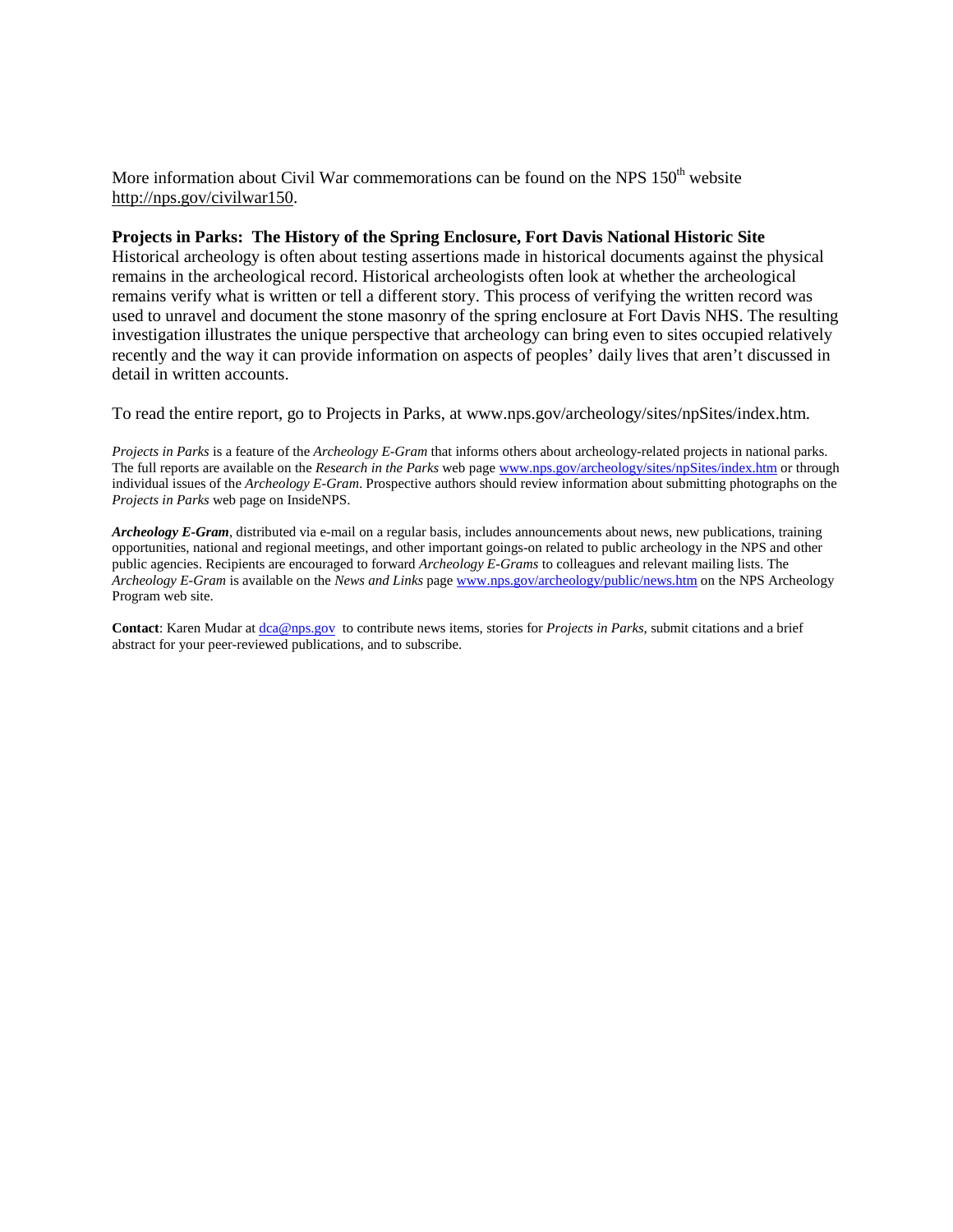More information about Civil War commemorations can be found on the NPS 150th website http://nps.gov/civilwar150.

**Projects in Parks: The History of the Spring Enclosure, Fort Davis National Historic Site**

Historical archeology is often about testing assertions made in historical documents against the physical remains in the archeological record. Historical archeologists often look at whether the archeological remains verify what is written or tell a different story. This process of verifying the written record was used to unravel and document the stone masonry of the spring enclosure at Fort Davis NHS. The resulting investigation illustrates the unique perspective that archeology can bring even to sites occupied relatively recently and the way it can provide information on aspects of peoples' daily lives that aren't discussed in detail in written accounts.

To read the entire report, go to Projects in Parks, at www.nps.gov/archeology/sites/npSites/index.htm.

*Projects in Parks* is a feature of the *Archeology E-Gram* that informs others about archeology-related projects in national parks. The full reports are available on the *Research in the Parks* web page www.nps.gov/archeology/sites/npSites/index.htm or through individual issues of the *Archeology E-Gram*. Prospective authors should review information about submitting photographs on the *Projects in Parks* web page on InsideNPS.

***Archeology E-Gram***, distributed via e-mail on a regular basis, includes announcements about news, new publications, training opportunities, national and regional meetings, and other important goings-on related to public archeology in the NPS and other public agencies. Recipients are encouraged to forward *Archeology E-Grams* to colleagues and relevant mailing lists. The *Archeology E-Gram* is available on the *News and Links* page www.nps.gov/archeology/public/news.htm on the NPS Archeology Program web site.

**Contact**: Karen Mudar at dca@nps.gov to contribute news items, stories for *Projects in Parks*, submit citations and a brief abstract for your peer-reviewed publications, and to subscribe.